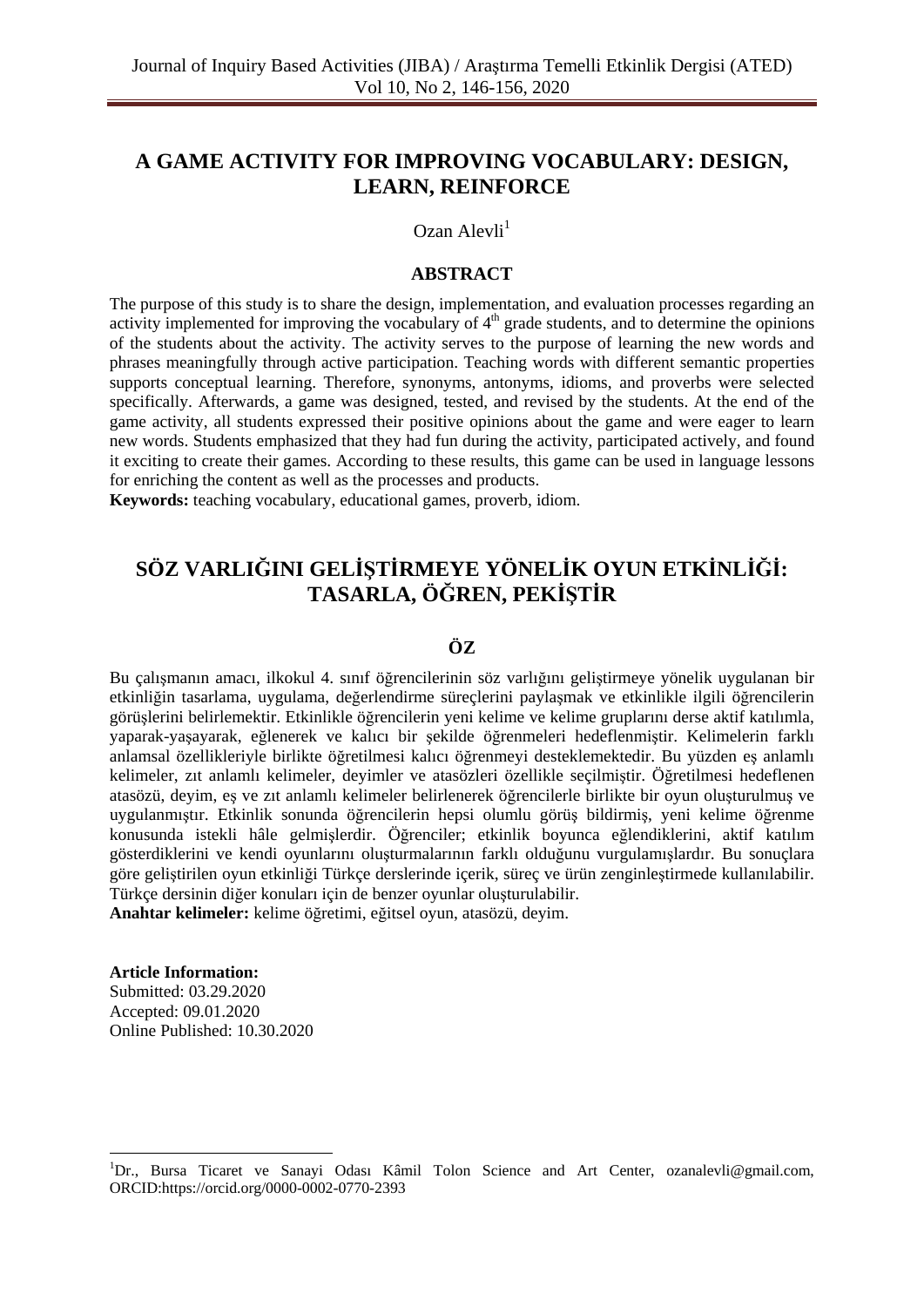# A GAME ACTIVITY FOR IMPROVING VOCABULARY: DESIGN, LEARN, REINFORCE

Ozan Alevli[1]

## ABSTRACT

The purpose of this study is to share the design, implementation, and evaluation processes regarding an activity implemented for improving the vocabulary of 4th grade students, and to determine the opinions of the students about the activity. The activity serves to the purpose of learning the new words and phrases meaningfully through active participation. Teaching words with different semantic properties supports conceptual learning. Therefore, synonyms, antonyms, idioms, and proverbs were selected specifically. Afterwards, a game was designed, tested, and revised by the students. At the end of the game activity, all students expressed their positive opinions about the game and were eager to learn new words. Students emphasized that they had fun during the activity, participated actively, and found it exciting to create their games. According to these results, this game can be used in language lessons for enriching the content as well as the processes and products.

**Keywords:** teaching vocabulary, educational games, proverb, idiom.

# SÖZ VARLIĞINI GELİŞTİRMEYE YÖNELİK OYUN ETKİNLİĞİ: TASARLA, ÖĞREN, PEKİŞTİR

## ÖZ

Bu çalışmanın amacı, ilkokul 4. sınıf öğrencilerinin söz varlığını geliştirmeye yönelik uygulanan bir etkinliğin tasarlama, uygulama, değerlendirme süreçlerini paylaşmak ve etkinlikle ilgili öğrencilerin görüşlerini belirlemektir. Etkinlikle öğrencilerin yeni kelime ve kelime gruplarını derse aktif katılımla, yaparak-yaşayarak, eğlenerek ve kalıcı bir şekilde öğrenmeleri hedeflenmiştir. Kelimelerin farklı anlamsal özellikleriyle birlikte öğretilmesi kalıcı öğrenmeyi desteklemektedir. Bu yüzden eş anlamlı kelimeler, zıt anlamlı kelimeler, deyimler ve atasözleri özellikle seçilmiştir. Öğretilmesi hedeflenen atasözü, deyim, eş ve zıt anlamlı kelimeler belirlenerek öğrencilerle birlikte bir oyun oluşturulmuş ve uygulanmıştır. Etkinlik sonunda öğrencilerin hepsi olumlu görüş bildirmiş, yeni kelime öğrenme konusunda istekli hâle gelmişlerdir. Öğrenciler; etkinlik boyunca eğlendiklerini, aktif katılım gösterdiklerini ve kendi oyunlarını oluşturmalarının farklı olduğunu vurgulamışlardır. Bu sonuçlara göre geliştirilen oyun etkinliği Türkçe derslerinde içerik, süreç ve ürün zenginleştirmede kullanılabilir. Türkçe dersinin diğer konuları için de benzer oyunlar oluşturulabilir.

**Anahtar kelimeler:** kelime öğretimi, eğitsel oyun, atasözü, deyim.

**Article Information:**
Submitted: 03.29.2020
Accepted: 09.01.2020
Online Published: 10.30.2020

---

[1]Dr., Bursa Ticaret ve Sanayi Odası Kâmil Tolon Science and Art Center, ozanalevli@gmail.com, ORCID:https://orcid.org/0000-0002-0770-2393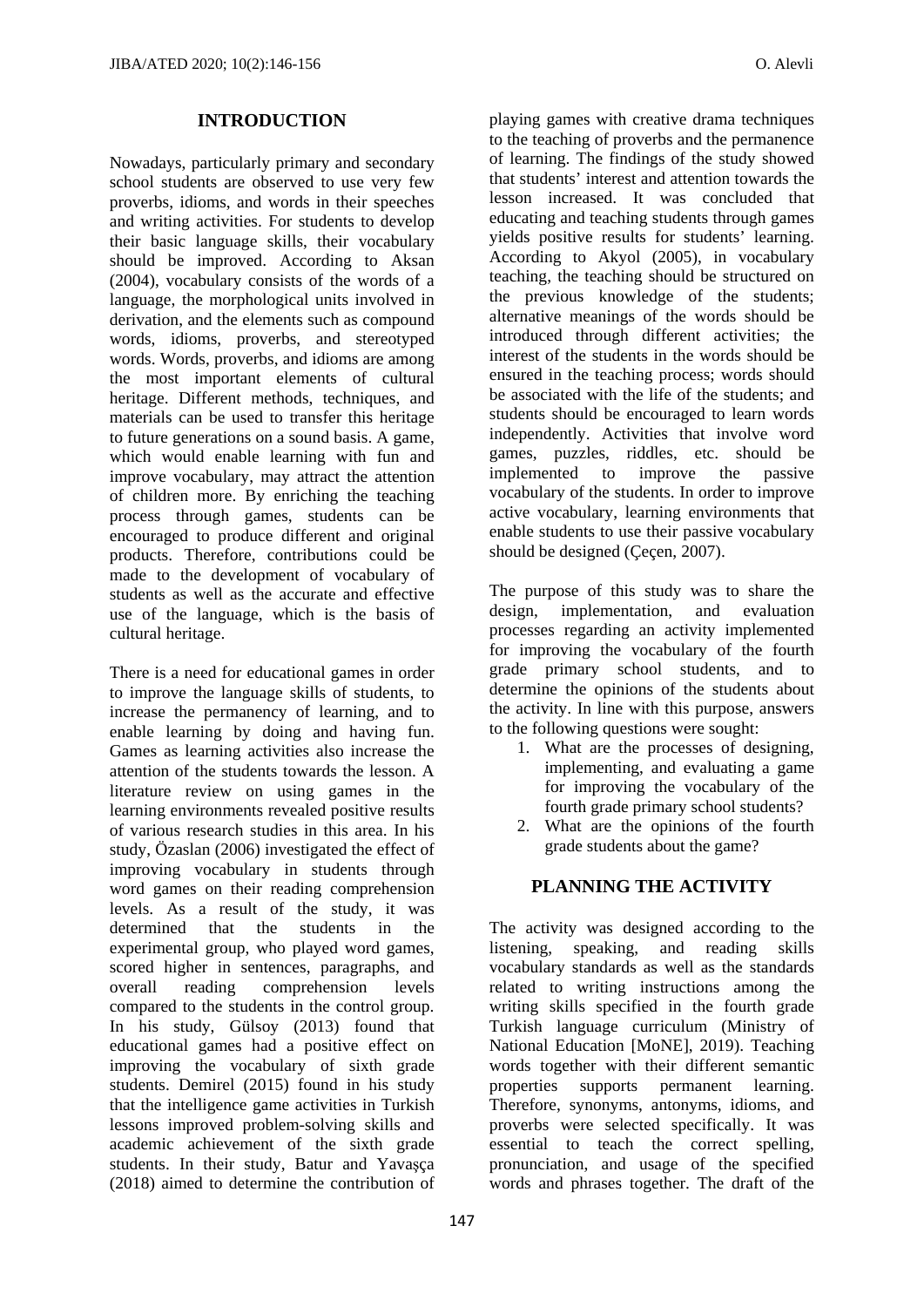## INTRODUCTION

Nowadays, particularly primary and secondary school students are observed to use very few proverbs, idioms, and words in their speeches and writing activities. For students to develop their basic language skills, their vocabulary should be improved. According to Aksan (2004), vocabulary consists of the words of a language, the morphological units involved in derivation, and the elements such as compound words, idioms, proverbs, and stereotyped words. Words, proverbs, and idioms are among the most important elements of cultural heritage. Different methods, techniques, and materials can be used to transfer this heritage to future generations on a sound basis. A game, which would enable learning with fun and improve vocabulary, may attract the attention of children more. By enriching the teaching process through games, students can be encouraged to produce different and original products. Therefore, contributions could be made to the development of vocabulary of students as well as the accurate and effective use of the language, which is the basis of cultural heritage.

There is a need for educational games in order to improve the language skills of students, to increase the permanency of learning, and to enable learning by doing and having fun. Games as learning activities also increase the attention of the students towards the lesson. A literature review on using games in the learning environments revealed positive results of various research studies in this area. In his study, Özaslan (2006) investigated the effect of improving vocabulary in students through word games on their reading comprehension levels. As a result of the study, it was determined that the students in the experimental group, who played word games, scored higher in sentences, paragraphs, and overall reading comprehension levels compared to the students in the control group. In his study, Gülsoy (2013) found that educational games had a positive effect on improving the vocabulary of sixth grade students. Demirel (2015) found in his study that the intelligence game activities in Turkish lessons improved problem-solving skills and academic achievement of the sixth grade students. In their study, Batur and Yavaşça (2018) aimed to determine the contribution of playing games with creative drama techniques to the teaching of proverbs and the permanence of learning. The findings of the study showed that students' interest and attention towards the lesson increased. It was concluded that educating and teaching students through games yields positive results for students' learning. According to Akyol (2005), in vocabulary teaching, the teaching should be structured on the previous knowledge of the students; alternative meanings of the words should be introduced through different activities; the interest of the students in the words should be ensured in the teaching process; words should be associated with the life of the students; and students should be encouraged to learn words independently. Activities that involve word games, puzzles, riddles, etc. should be implemented to improve the passive vocabulary of the students. In order to improve active vocabulary, learning environments that enable students to use their passive vocabulary should be designed (Çeçen, 2007).

The purpose of this study was to share the design, implementation, and evaluation processes regarding an activity implemented for improving the vocabulary of the fourth grade primary school students, and to determine the opinions of the students about the activity. In line with this purpose, answers to the following questions were sought:

1. What are the processes of designing, implementing, and evaluating a game for improving the vocabulary of the fourth grade primary school students?
2. What are the opinions of the fourth grade students about the game?

## PLANNING THE ACTIVITY

The activity was designed according to the listening, speaking, and reading skills vocabulary standards as well as the standards related to writing instructions among the writing skills specified in the fourth grade Turkish language curriculum (Ministry of National Education [MoNE], 2019). Teaching words together with their different semantic properties supports permanent learning. Therefore, synonyms, antonyms, idioms, and proverbs were selected specifically. It was essential to teach the correct spelling, pronunciation, and usage of the specified words and phrases together. The draft of the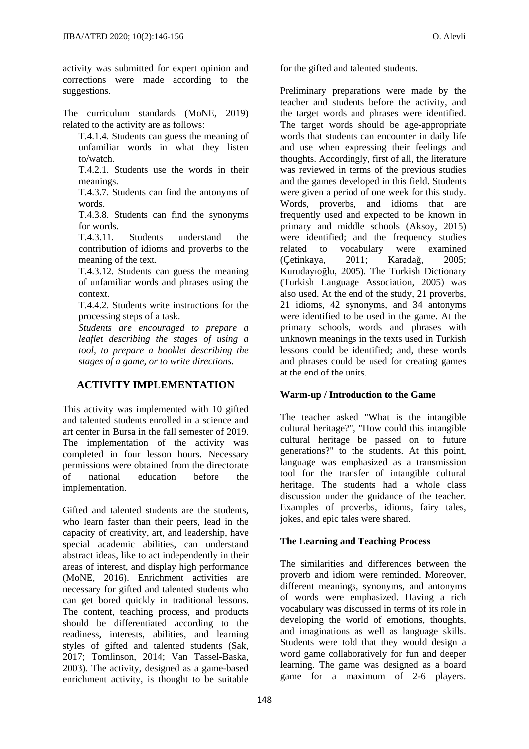activity was submitted for expert opinion and corrections were made according to the suggestions.

The curriculum standards (MoNE, 2019) related to the activity are as follows:

T.4.1.4. Students can guess the meaning of unfamiliar words in what they listen to/watch.

T.4.2.1. Students use the words in their meanings.

T.4.3.7. Students can find the antonyms of words.

T.4.3.8. Students can find the synonyms for words.

T.4.3.11. Students understand the contribution of idioms and proverbs to the meaning of the text.

T.4.3.12. Students can guess the meaning of unfamiliar words and phrases using the context.

T.4.4.2. Students write instructions for the processing steps of a task.

*Students are encouraged to prepare a leaflet describing the stages of using a tool, to prepare a booklet describing the stages of a game, or to write directions.*

## ACTIVITY IMPLEMENTATION

This activity was implemented with 10 gifted and talented students enrolled in a science and art center in Bursa in the fall semester of 2019. The implementation of the activity was completed in four lesson hours. Necessary permissions were obtained from the directorate of national education before the implementation.

Gifted and talented students are the students, who learn faster than their peers, lead in the capacity of creativity, art, and leadership, have special academic abilities, can understand abstract ideas, like to act independently in their areas of interest, and display high performance (MoNE, 2016). Enrichment activities are necessary for gifted and talented students who can get bored quickly in traditional lessons. The content, teaching process, and products should be differentiated according to the readiness, interests, abilities, and learning styles of gifted and talented students (Sak, 2017; Tomlinson, 2014; Van Tassel-Baska, 2003). The activity, designed as a game-based enrichment activity, is thought to be suitable for the gifted and talented students.

Preliminary preparations were made by the teacher and students before the activity, and the target words and phrases were identified. The target words should be age-appropriate words that students can encounter in daily life and use when expressing their feelings and thoughts. Accordingly, first of all, the literature was reviewed in terms of the previous studies and the games developed in this field. Students were given a period of one week for this study. Words, proverbs, and idioms that are frequently used and expected to be known in primary and middle schools (Aksoy, 2015) were identified; and the frequency studies related to vocabulary were examined (Çetinkaya, 2011; Karadağ, 2005; Kurudayıoğlu, 2005). The Turkish Dictionary (Turkish Language Association, 2005) was also used. At the end of the study, 21 proverbs, 21 idioms, 42 synonyms, and 34 antonyms were identified to be used in the game. At the primary schools, words and phrases with unknown meanings in the texts used in Turkish lessons could be identified; and, these words and phrases could be used for creating games at the end of the units.

### Warm-up / Introduction to the Game

The teacher asked "What is the intangible cultural heritage?", "How could this intangible cultural heritage be passed on to future generations?" to the students. At this point, language was emphasized as a transmission tool for the transfer of intangible cultural heritage. The students had a whole class discussion under the guidance of the teacher. Examples of proverbs, idioms, fairy tales, jokes, and epic tales were shared.

### The Learning and Teaching Process

The similarities and differences between the proverb and idiom were reminded. Moreover, different meanings, synonyms, and antonyms of words were emphasized. Having a rich vocabulary was discussed in terms of its role in developing the world of emotions, thoughts, and imaginations as well as language skills. Students were told that they would design a word game collaboratively for fun and deeper learning. The game was designed as a board game for a maximum of 2-6 players.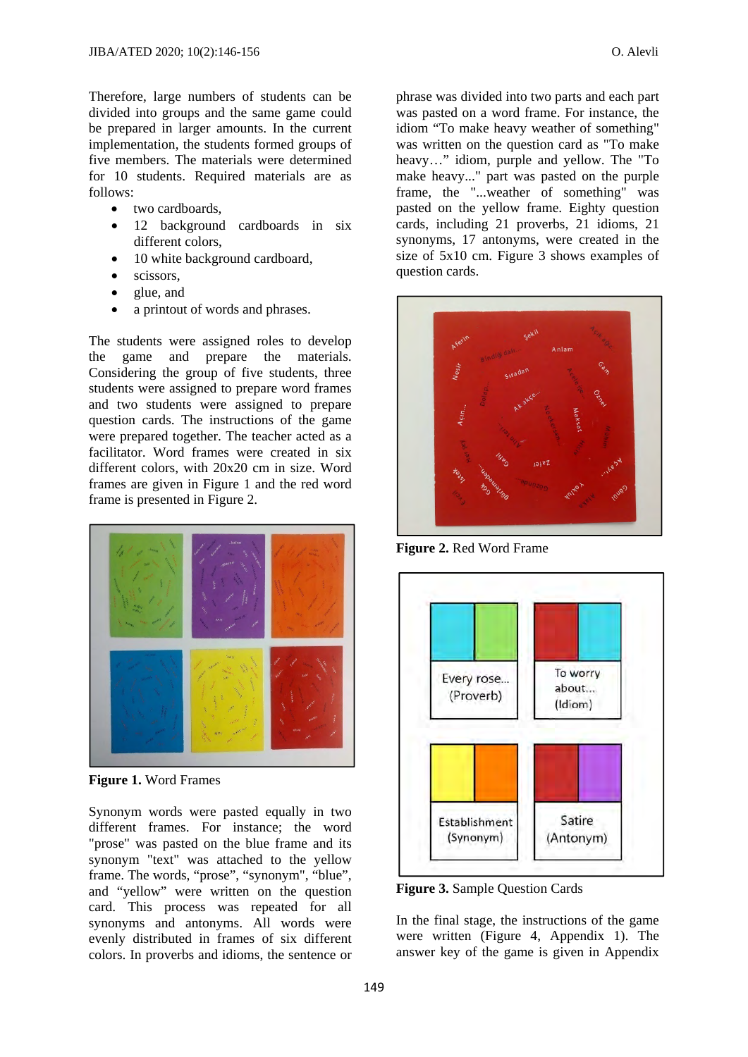Therefore, large numbers of students can be divided into groups and the same game could be prepared in larger amounts. In the current implementation, the students formed groups of five members. The materials were determined for 10 students. Required materials are as follows:

- two cardboards,
- 12 background cardboards in six different colors,
- 10 white background cardboard,
- scissors,
- glue, and
- a printout of words and phrases.

The students were assigned roles to develop the game and prepare the materials. Considering the group of five students, three students were assigned to prepare word frames and two students were assigned to prepare question cards. The instructions of the game were prepared together. The teacher acted as a facilitator. Word frames were created in six different colors, with 20x20 cm in size. Word frames are given in Figure 1 and the red word frame is presented in Figure 2.

**Figure 1.** Word Frames

Synonym words were pasted equally in two different frames. For instance; the word "prose" was pasted on the blue frame and its synonym "text" was attached to the yellow frame. The words, "prose", "synonym", "blue", and "yellow" were written on the question card. This process was repeated for all synonyms and antonyms. All words were evenly distributed in frames of six different colors. In proverbs and idioms, the sentence or phrase was divided into two parts and each part was pasted on a word frame. For instance, the idiom "To make heavy weather of something" was written on the question card as "To make heavy…" idiom, purple and yellow. The "To make heavy..." part was pasted on the purple frame, the "...weather of something" was pasted on the yellow frame. Eighty question cards, including 21 proverbs, 21 idioms, 21 synonyms, 17 antonyms, were created in the size of 5x10 cm. Figure 3 shows examples of question cards.

**Figure 2.** Red Word Frame

**Figure 3.** Sample Question Cards

In the final stage, the instructions of the game were written (Figure 4, Appendix 1). The answer key of the game is given in Appendix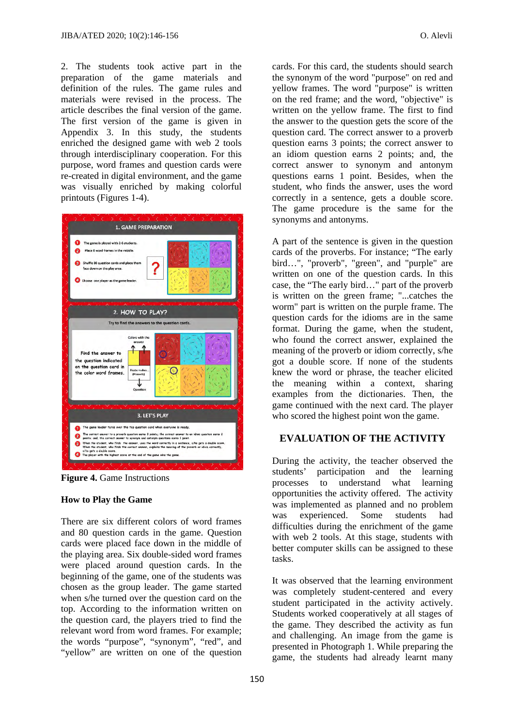2. The students took active part in the preparation of the game materials and definition of the rules. The game rules and materials were revised in the process. The article describes the final version of the game. The first version of the game is given in Appendix 3. In this study, the students enriched the designed game with web 2 tools through interdisciplinary cooperation. For this purpose, word frames and question cards were re-created in digital environment, and the game was visually enriched by making colorful printouts (Figures 1-4).

**Figure 4.** Game Instructions

### How to Play the Game

There are six different colors of word frames and 80 question cards in the game. Question cards were placed face down in the middle of the playing area. Six double-sided word frames were placed around question cards. In the beginning of the game, one of the students was chosen as the group leader. The game started when s/he turned over the question card on the top. According to the information written on the question card, the players tried to find the relevant word from word frames. For example; the words "purpose", "synonym", "red", and "yellow" are written on one of the question cards. For this card, the students should search the synonym of the word "purpose" on red and yellow frames. The word "purpose" is written on the red frame; and the word, "objective" is written on the yellow frame. The first to find the answer to the question gets the score of the question card. The correct answer to a proverb question earns 3 points; the correct answer to an idiom question earns 2 points; and, the correct answer to synonym and antonym questions earns 1 point. Besides, when the student, who finds the answer, uses the word correctly in a sentence, gets a double score. The game procedure is the same for the synonyms and antonyms.

A part of the sentence is given in the question cards of the proverbs. For instance; "The early bird…", "proverb", "green", and "purple" are written on one of the question cards. In this case, the "The early bird…" part of the proverb is written on the green frame; "...catches the worm" part is written on the purple frame. The question cards for the idioms are in the same format. During the game, when the student, who found the correct answer, explained the meaning of the proverb or idiom correctly, s/he got a double score. If none of the students knew the word or phrase, the teacher elicited the meaning within a context, sharing examples from the dictionaries. Then, the game continued with the next card. The player who scored the highest point won the game.

## EVALUATION OF THE ACTIVITY

During the activity, the teacher observed the students' participation and the learning processes to understand what learning opportunities the activity offered. The activity was implemented as planned and no problem was experienced. Some students had difficulties during the enrichment of the game with web 2 tools. At this stage, students with better computer skills can be assigned to these tasks.

It was observed that the learning environment was completely student-centered and every student participated in the activity actively. Students worked cooperatively at all stages of the game. They described the activity as fun and challenging. An image from the game is presented in Photograph 1. While preparing the game, the students had already learnt many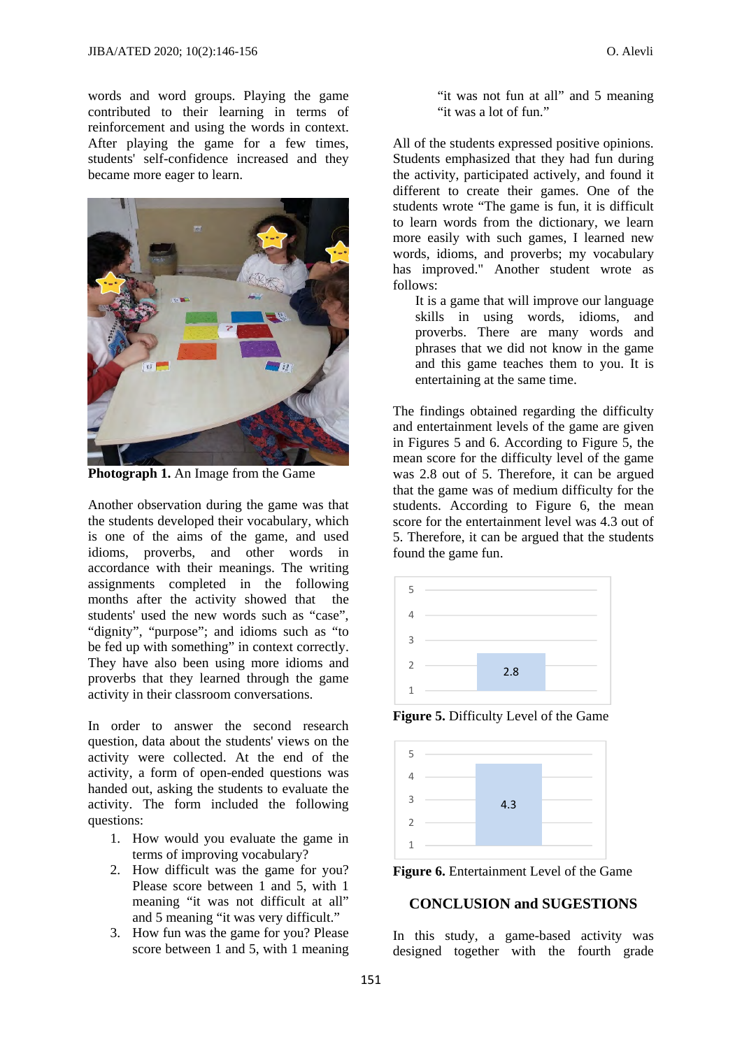words and word groups. Playing the game contributed to their learning in terms of reinforcement and using the words in context. After playing the game for a few times, students' self-confidence increased and they became more eager to learn.

**Photograph 1.** An Image from the Game

Another observation during the game was that the students developed their vocabulary, which is one of the aims of the game, and used idioms, proverbs, and other words in accordance with their meanings. The writing assignments completed in the following months after the activity showed that the students' used the new words such as "case", "dignity", "purpose"; and idioms such as "to be fed up with something" in context correctly. They have also been using more idioms and proverbs that they learned through the game activity in their classroom conversations.

In order to answer the second research question, data about the students' views on the activity were collected. At the end of the activity, a form of open-ended questions was handed out, asking the students to evaluate the activity. The form included the following questions:

1. How would you evaluate the game in terms of improving vocabulary?
2. How difficult was the game for you? Please score between 1 and 5, with 1 meaning "it was not difficult at all" and 5 meaning "it was very difficult."
3. How fun was the game for you? Please score between 1 and 5, with 1 meaning "it was not fun at all" and 5 meaning "it was a lot of fun."

All of the students expressed positive opinions. Students emphasized that they had fun during the activity, participated actively, and found it different to create their games. One of the students wrote "The game is fun, it is difficult to learn words from the dictionary, we learn more easily with such games, I learned new words, idioms, and proverbs; my vocabulary has improved." Another student wrote as follows:

> It is a game that will improve our language skills in using words, idioms, and proverbs. There are many words and phrases that we did not know in the game and this game teaches them to you. It is entertaining at the same time.

The findings obtained regarding the difficulty and entertainment levels of the game are given in Figures 5 and 6. According to Figure 5, the mean score for the difficulty level of the game was 2.8 out of 5. Therefore, it can be argued that the game was of medium difficulty for the students. According to Figure 6, the mean score for the entertainment level was 4.3 out of 5. Therefore, it can be argued that the students found the game fun.

**Figure 5.** Difficulty Level of the Game

**Figure 6.** Entertainment Level of the Game

## CONCLUSION and SUGESTIONS

In this study, a game-based activity was designed together with the fourth grade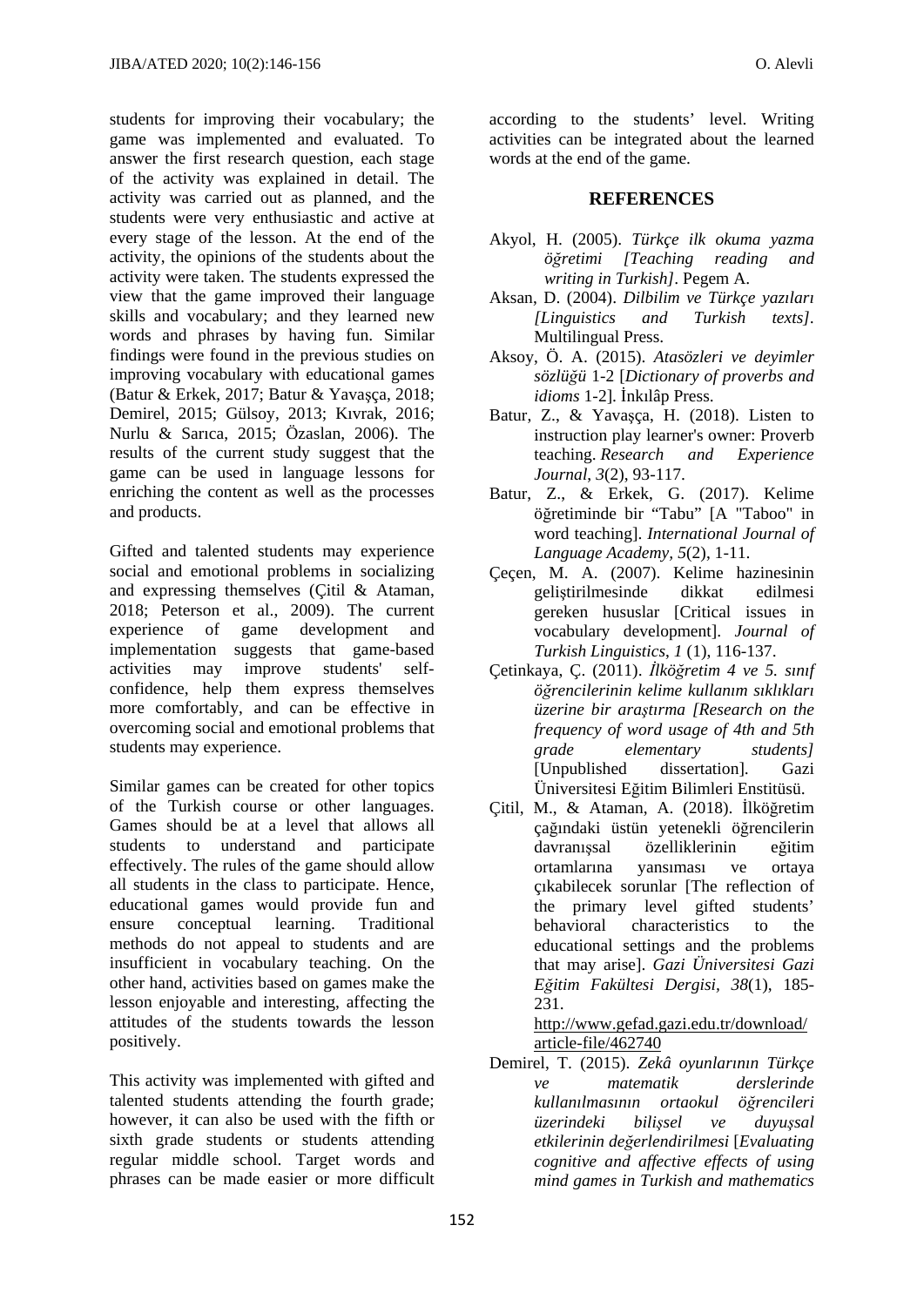students for improving their vocabulary; the game was implemented and evaluated. To answer the first research question, each stage of the activity was explained in detail. The activity was carried out as planned, and the students were very enthusiastic and active at every stage of the lesson. At the end of the activity, the opinions of the students about the activity were taken. The students expressed the view that the game improved their language skills and vocabulary; and they learned new words and phrases by having fun. Similar findings were found in the previous studies on improving vocabulary with educational games (Batur & Erkek, 2017; Batur & Yavaşça, 2018; Demirel, 2015; Gülsoy, 2013; Kıvrak, 2016; Nurlu & Sarıca, 2015; Özaslan, 2006). The results of the current study suggest that the game can be used in language lessons for enriching the content as well as the processes and products.

Gifted and talented students may experience social and emotional problems in socializing and expressing themselves (Çitil & Ataman, 2018; Peterson et al., 2009). The current experience of game development and implementation suggests that game-based activities may improve students' self-confidence, help them express themselves more comfortably, and can be effective in overcoming social and emotional problems that students may experience.

Similar games can be created for other topics of the Turkish course or other languages. Games should be at a level that allows all students to understand and participate effectively. The rules of the game should allow all students in the class to participate. Hence, educational games would provide fun and ensure conceptual learning. Traditional methods do not appeal to students and are insufficient in vocabulary teaching. On the other hand, activities based on games make the lesson enjoyable and interesting, affecting the attitudes of the students towards the lesson positively.

This activity was implemented with gifted and talented students attending the fourth grade; however, it can also be used with the fifth or sixth grade students or students attending regular middle school. Target words and phrases can be made easier or more difficult according to the students' level. Writing activities can be integrated about the learned words at the end of the game.

## REFERENCES

Akyol, H. (2005). *Türkçe ilk okuma yazma öğretimi [Teaching reading and writing in Turkish]*. Pegem A.

Aksan, D. (2004). *Dilbilim ve Türkçe yazıları [Linguistics and Turkish texts]*. Multilingual Press.

Aksoy, Ö. A. (2015). *Atasözleri ve deyimler sözlüğü* 1-2 [*Dictionary of proverbs and idioms* 1-2]. İnkılâp Press.

Batur, Z., & Yavaşça, H. (2018). Listen to instruction play learner's owner: Proverb teaching. *Research and Experience Journal*, *3*(2), 93-117.

Batur, Z., & Erkek, G. (2017). Kelime öğretiminde bir "Tabu" [A "Taboo" in word teaching]. *International Journal of Language Academy*, *5*(2), 1-11.

Çeçen, M. A. (2007). Kelime hazinesinin geliştirilmesinde dikkat edilmesi gereken hususlar [Critical issues in vocabulary development]. *Journal of Turkish Linguistics*, *1* (1), 116-137.

Çetinkaya, Ç. (2011). *İlköğretim 4 ve 5. sınıf öğrencilerinin kelime kullanım sıklıkları üzerine bir araştırma [Research on the frequency of word usage of 4th and 5th grade elementary students]* [Unpublished dissertation]. Gazi Üniversitesi Eğitim Bilimleri Enstitüsü.

Çitil, M., & Ataman, A. (2018). İlköğretim çağındaki üstün yetenekli öğrencilerin davranışsal özelliklerinin eğitim ortamlarına yansıması ve ortaya çıkabilecek sorunlar [The reflection of the primary level gifted students' behavioral characteristics to the educational settings and the problems that may arise]. *Gazi Üniversitesi Gazi Eğitim Fakültesi Dergisi*, *38*(1), 185-231. http://www.gefad.gazi.edu.tr/download/article-file/462740

Demirel, T. (2015). *Zekâ oyunlarının Türkçe ve matematik derslerinde kullanılmasının ortaokul öğrencileri üzerindeki bilişsel ve duyuşsal etkilerinin değerlendirilmesi* [*Evaluating cognitive and affective effects of using mind games in Turkish and mathematics*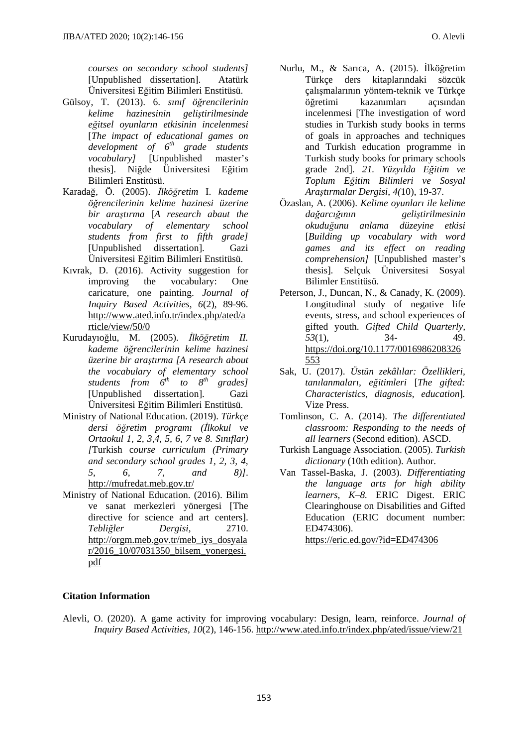*courses on secondary school students]* [Unpublished dissertation]. Atatürk Üniversitesi Eğitim Bilimleri Enstitüsü.

Gülsoy, T. (2013). 6. *sınıf öğrencilerinin kelime hazinesinin geliştirilmesinde eğitsel oyunların etkisinin incelenmesi* [*The impact of educational games on development of 6th grade students vocabulary]* [Unpublished master's thesis]. Niğde Üniversitesi Eğitim Bilimleri Enstitüsü.

Karadağ, Ö. (2005). *İlköğretim* I. *kademe öğrencilerinin kelime hazinesi üzerine bir araştırma* [*A research abaut the vocabulary of elementary school students from first to fifth grade]* [Unpublished dissertation]. Gazi Üniversitesi Eğitim Bilimleri Enstitüsü.

Kıvrak, D. (2016). Activity suggestion for improving the vocabulary: One caricature, one painting. *Journal of Inquiry Based Activities*, *6*(2), 89-96. http://www.ated.info.tr/index.php/ated/article/view/50/0

Kurudayıoğlu, M. (2005). *İlköğretim II. kademe öğrencilerinin kelime hazinesi üzerine bir araştırma [A research about the vocabulary of elementary school students from 6th to 8th grades]* [Unpublished dissertation]. Gazi Üniversitesi Eğitim Bilimleri Enstitüsü.

Ministry of National Education. (2019). *Türkçe dersi öğretim programı (İlkokul ve Ortaokul 1, 2, 3,4, 5, 6, 7 ve 8. Sınıflar) [*Turkish c*ourse curriculum (Primary and secondary school grades 1, 2, 3, 4, 5, 6, 7, and 8)]*. http://mufredat.meb.gov.tr/

Ministry of National Education. (2016). Bilim ve sanat merkezleri yönergesi [The directive for science and art centers]. *Tebliğler Dergisi,* 2710. http://orgm.meb.gov.tr/meb_iys_dosyalar/2016_10/07031350_bilsem_yonergesi.pdf

Nurlu, M., & Sarıca, A. (2015). İlköğretim Türkçe ders kitaplarındaki sözcük çalışmalarının yöntem-teknik ve Türkçe öğretimi kazanımları açısından incelenmesi [The investigation of word studies in Turkish study books in terms of goals in approaches and techniques and Turkish education programme in Turkish study books for primary schools grade 2nd]. *21. Yüzyılda Eğitim ve Toplum Eğitim Bilimleri ve Sosyal Araştırmalar Dergisi*, *4(*10), 19-37.

Özaslan, A. (2006). *Kelime oyunları ile kelime dağarcığının geliştirilmesinin okuduğunu anlama düzeyine etkisi* [*Building up vocabulary with word games and its effect on reading comprehension]* [Unpublished master's thesis]. Selçuk Üniversitesi Sosyal Bilimler Enstitüsü.

Peterson, J., Duncan, N., & Canady, K. (2009). Longitudinal study of negative life events, stress, and school experiences of gifted youth. *Gifted Child Quarterly*, *53*(1), 34- 49. https://doi.org/10.1177/0016986208326553

Sak, U. (2017). *Üstün zekâlılar: Özellikleri, tanılanmaları, eğitimleri* [*The gifted: Characteristics, diagnosis, education*]. Vize Press.

Tomlinson, C. A. (2014). *The differentiated classroom: Responding to the needs of all learners* (Second edition). ASCD.

Turkish Language Association. (2005). *Turkish dictionary* (10th edition). Author.

Van Tassel-Baska, J. (2003). *Differentiating the language arts for high ability learners, K–8.* ERIC Digest. ERIC Clearinghouse on Disabilities and Gifted Education (ERIC document number: ED474306). https://eric.ed.gov/?id=ED474306

**Citation Information**

Alevli, O. (2020). A game activity for improving vocabulary: Design, learn, reinforce. *Journal of Inquiry Based Activities*, *10*(2), 146-156. http://www.ated.info.tr/index.php/ated/issue/view/21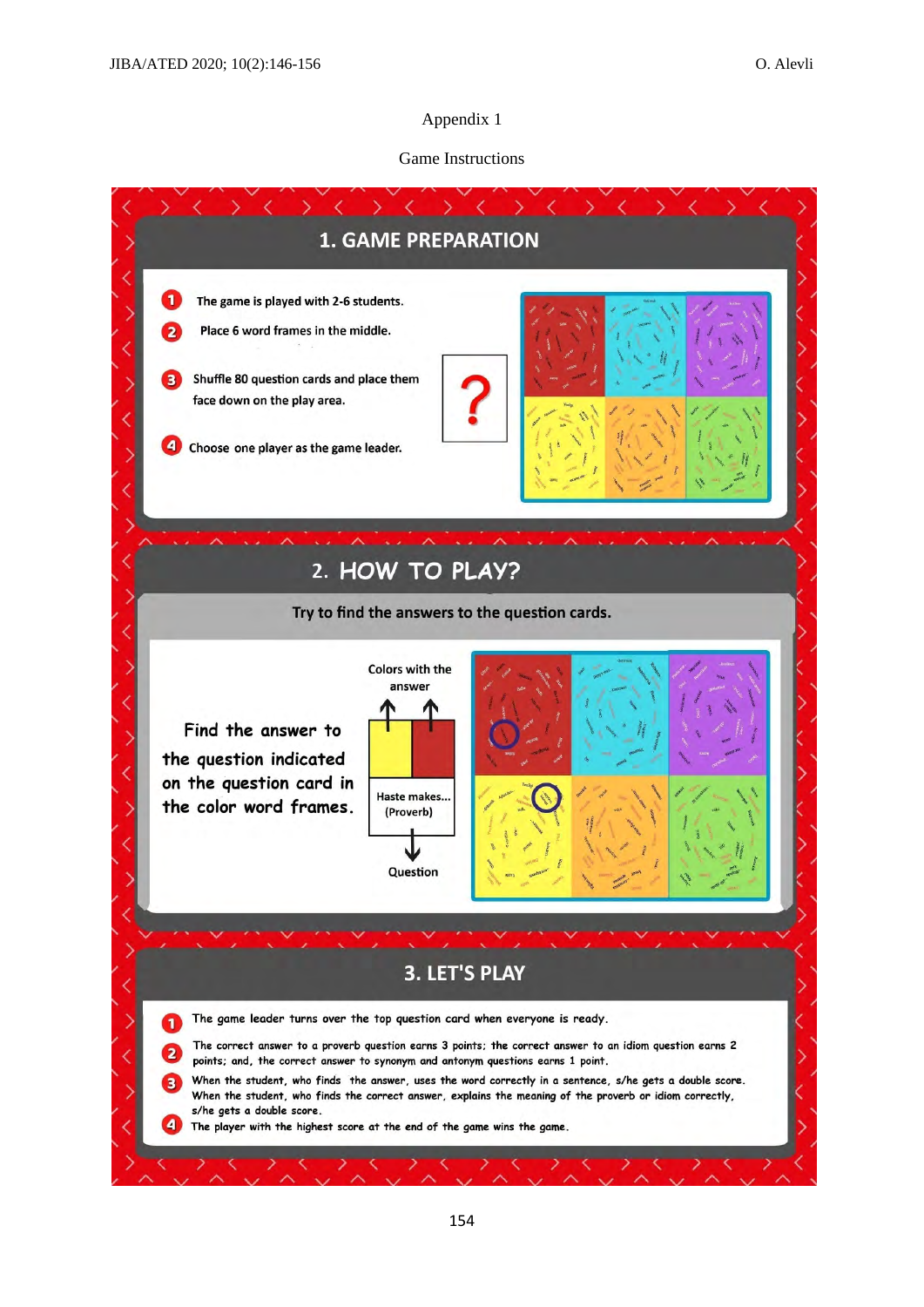Appendix 1

Game Instructions

## 1. GAME PREPARATION

1. The game is played with 2-6 students.
2. Place 6 word frames in the middle.
3. Shuffle 80 question cards and place them face down on the play area.
4. Choose one player as the game leader.

## 2. HOW TO PLAY?

Try to find the answers to the question cards.

Find the answer to the question indicated on the question card in the color word frames.

Colors with the answer

Haste makes... (Proverb)

Question

## 3. LET'S PLAY

1. The game leader turns over the top question card when everyone is ready.
2. The correct answer to a proverb question earns 3 points; the correct answer to an idiom question earns 2 points; and, the correct answer to synonym and antonym questions earns 1 point.
3. When the student, who finds the answer, uses the word correctly in a sentence, s/he gets a double score. When the student, who finds the correct answer, explains the meaning of the proverb or idiom correctly, s/he gets a double score.
4. The player with the highest score at the end of the game wins the game.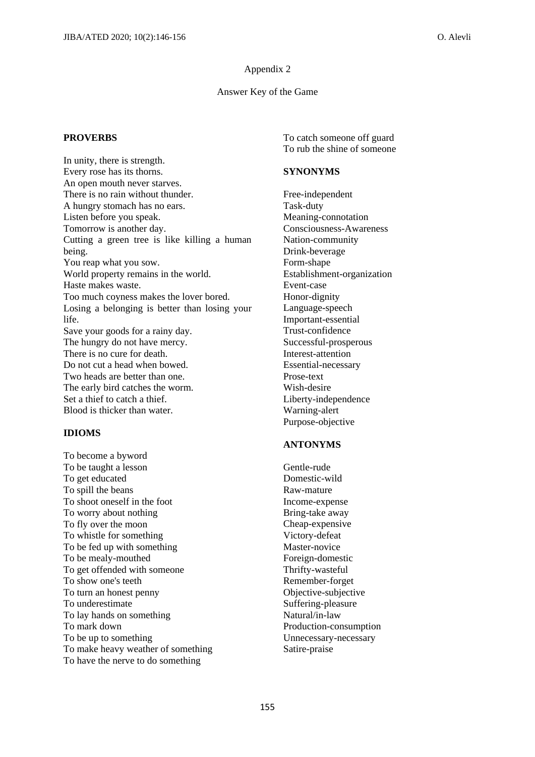Appendix 2

Answer Key of the Game

**PROVERBS**

In unity, there is strength.
Every rose has its thorns.
An open mouth never starves.
There is no rain without thunder.
A hungry stomach has no ears.
Listen before you speak.
Tomorrow is another day.
Cutting a green tree is like killing a human being.
You reap what you sow.
World property remains in the world.
Haste makes waste.
Too much coyness makes the lover bored.
Losing a belonging is better than losing your life.
Save your goods for a rainy day.
The hungry do not have mercy.
There is no cure for death.
Do not cut a head when bowed.
Two heads are better than one.
The early bird catches the worm.
Set a thief to catch a thief.
Blood is thicker than water.

**IDIOMS**

To become a byword
To be taught a lesson
To get educated
To spill the beans
To shoot oneself in the foot
To worry about nothing
To fly over the moon
To whistle for something
To be fed up with something
To be mealy-mouthed
To get offended with someone
To show one's teeth
To turn an honest penny
To underestimate
To lay hands on something
To mark down
To be up to something
To make heavy weather of something
To have the nerve to do something
To catch someone off guard
To rub the shine of someone

**SYNONYMS**

Free-independent
Task-duty
Meaning-connotation
Consciousness-Awareness
Nation-community
Drink-beverage
Form-shape
Establishment-organization
Event-case
Honor-dignity
Language-speech
Important-essential
Trust-confidence
Successful-prosperous
Interest-attention
Essential-necessary
Prose-text
Wish-desire
Liberty-independence
Warning-alert
Purpose-objective

**ANTONYMS**

Gentle-rude
Domestic-wild
Raw-mature
Income-expense
Bring-take away
Cheap-expensive
Victory-defeat
Master-novice
Foreign-domestic
Thrifty-wasteful
Remember-forget
Objective-subjective
Suffering-pleasure
Natural/in-law
Production-consumption
Unnecessary-necessary
Satire-praise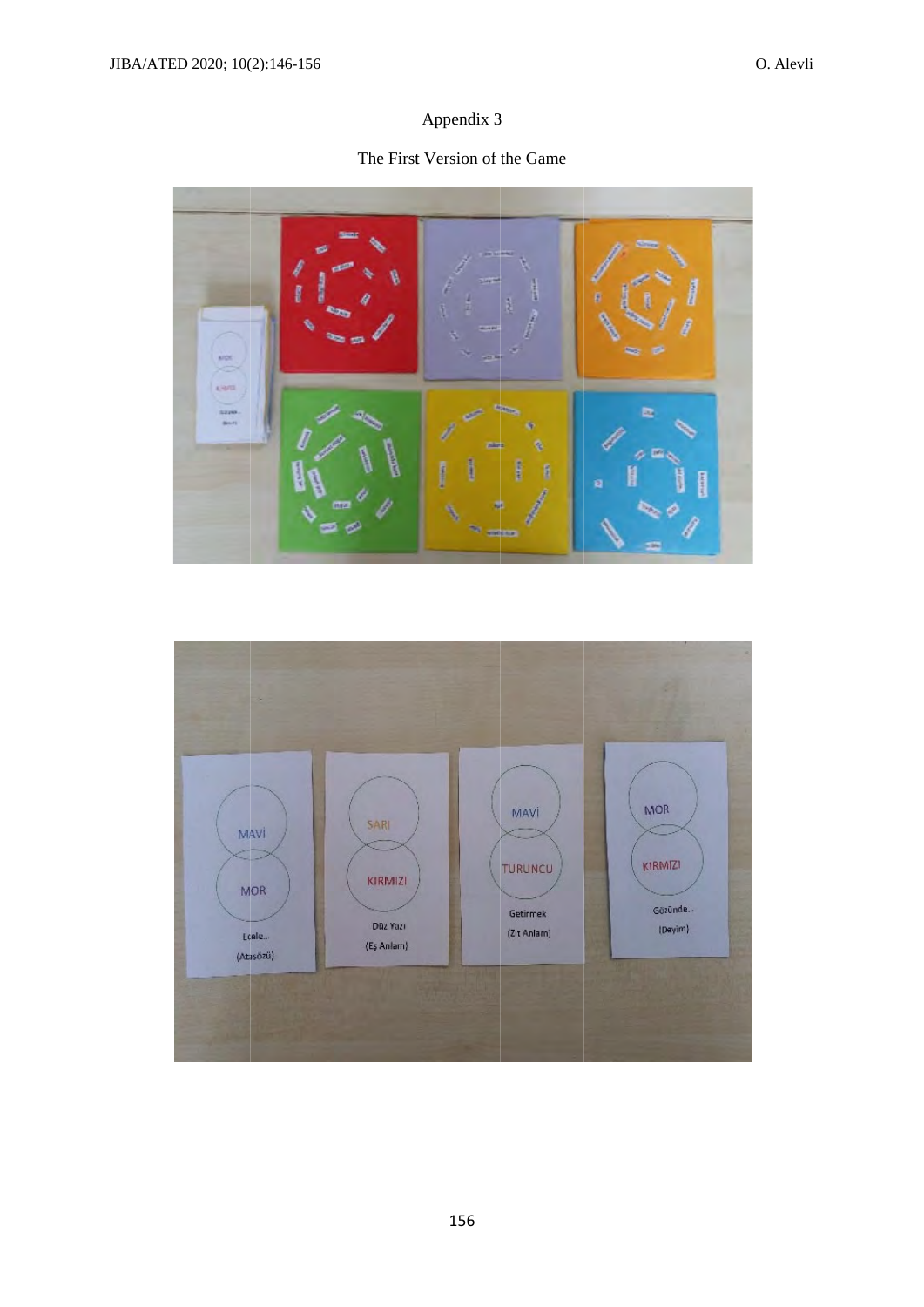Appendix 3

The First Version of the Game